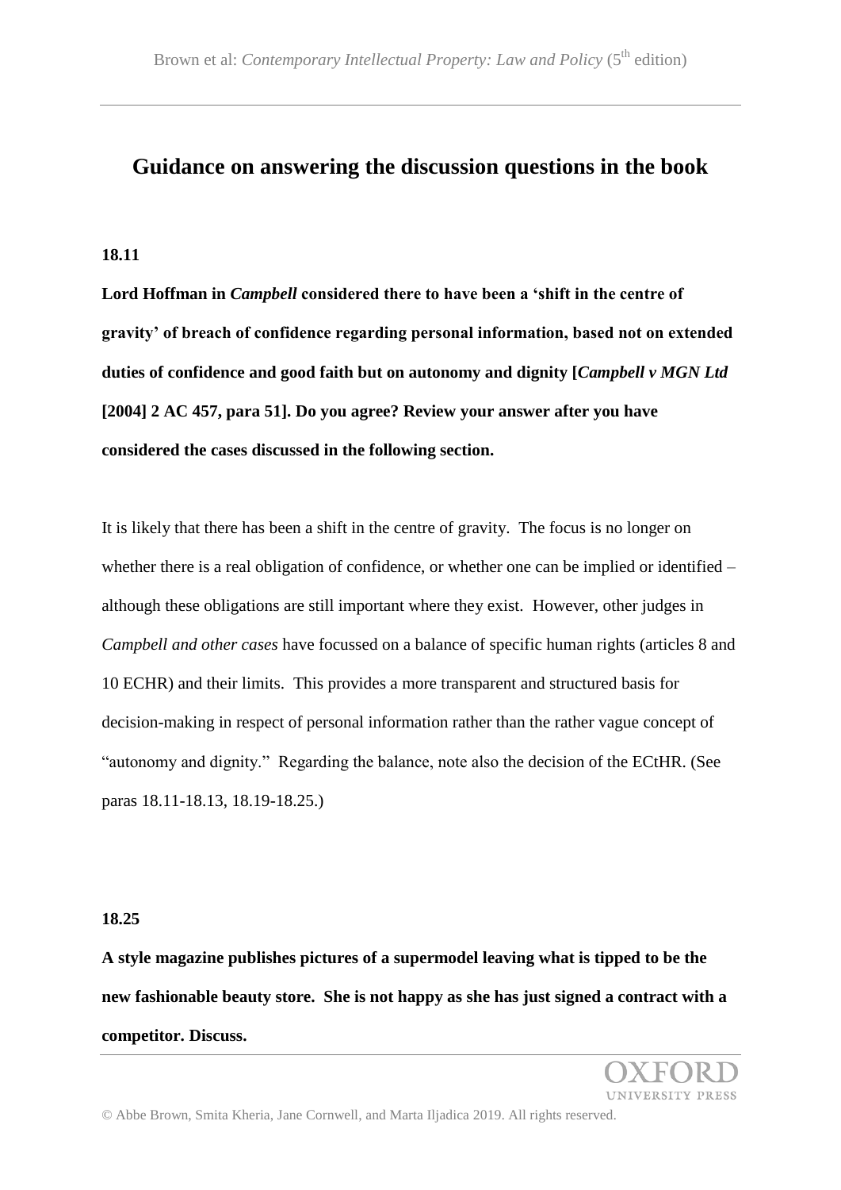# Guidance on answering the discussion questions in the book

**18.11**

**Lord Hoffman in *Campbell* considered there to have been a 'shift in the centre of gravity' of breach of confidence regarding personal information, based not on extended duties of confidence and good faith but on autonomy and dignity [*Campbell v MGN Ltd* [2004] 2 AC 457, para 51]. Do you agree? Review your answer after you have considered the cases discussed in the following section.**

It is likely that there has been a shift in the centre of gravity. The focus is no longer on whether there is a real obligation of confidence, or whether one can be implied or identified – although these obligations are still important where they exist. However, other judges in *Campbell and other cases* have focussed on a balance of specific human rights (articles 8 and 10 ECHR) and their limits. This provides a more transparent and structured basis for decision-making in respect of personal information rather than the rather vague concept of "autonomy and dignity." Regarding the balance, note also the decision of the ECtHR. (See paras 18.11-18.13, 18.19-18.25.)

**18.25**

**A style magazine publishes pictures of a supermodel leaving what is tipped to be the new fashionable beauty store. She is not happy as she has just signed a contract with a competitor. Discuss.**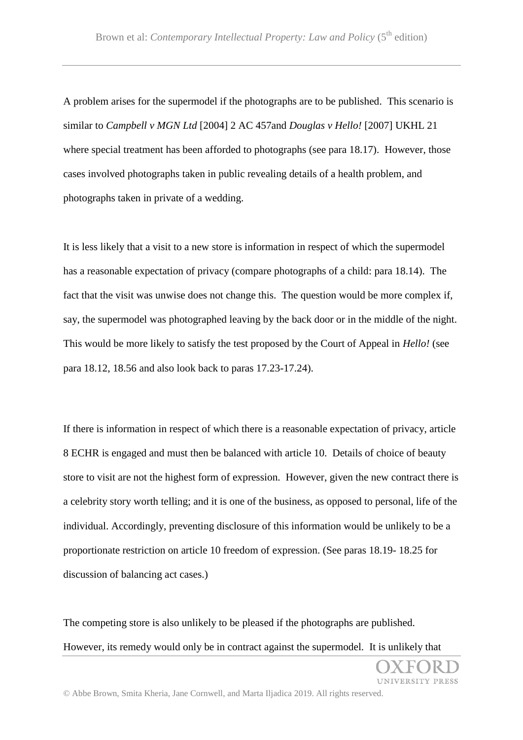A problem arises for the supermodel if the photographs are to be published. This scenario is similar to *Campbell v MGN Ltd* [2004] 2 AC 457and *Douglas v Hello!* [2007] UKHL 21 where special treatment has been afforded to photographs (see para 18.17). However, those cases involved photographs taken in public revealing details of a health problem, and photographs taken in private of a wedding.

It is less likely that a visit to a new store is information in respect of which the supermodel has a reasonable expectation of privacy (compare photographs of a child: para 18.14). The fact that the visit was unwise does not change this. The question would be more complex if, say, the supermodel was photographed leaving by the back door or in the middle of the night. This would be more likely to satisfy the test proposed by the Court of Appeal in *Hello!* (see para 18.12, 18.56 and also look back to paras 17.23-17.24).

If there is information in respect of which there is a reasonable expectation of privacy, article 8 ECHR is engaged and must then be balanced with article 10. Details of choice of beauty store to visit are not the highest form of expression. However, given the new contract there is a celebrity story worth telling; and it is one of the business, as opposed to personal, life of the individual. Accordingly, preventing disclosure of this information would be unlikely to be a proportionate restriction on article 10 freedom of expression. (See paras 18.19- 18.25 for discussion of balancing act cases.)

The competing store is also unlikely to be pleased if the photographs are published. However, its remedy would only be in contract against the supermodel. It is unlikely that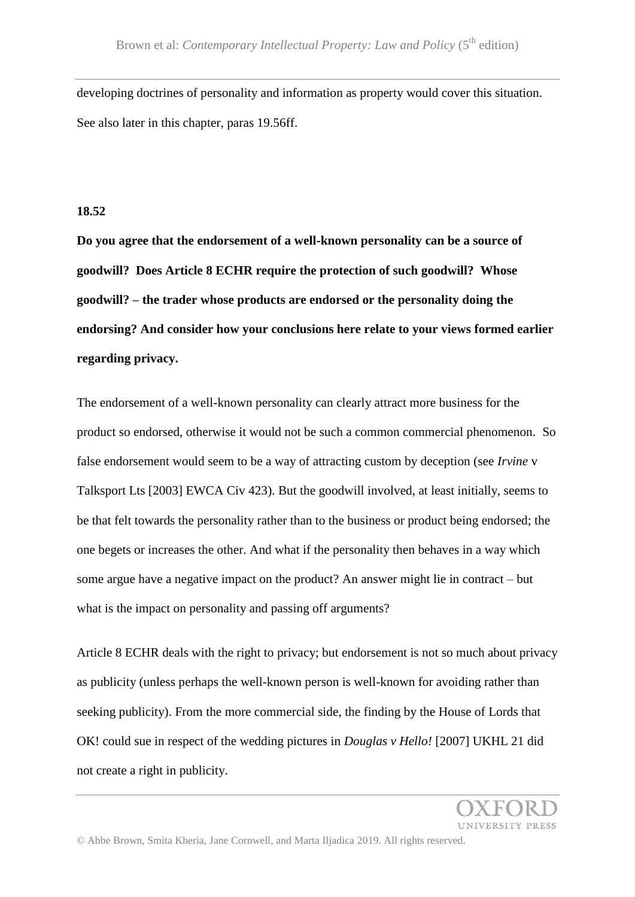developing doctrines of personality and information as property would cover this situation. See also later in this chapter, paras 19.56ff.

**18.52**

**Do you agree that the endorsement of a well-known personality can be a source of goodwill? Does Article 8 ECHR require the protection of such goodwill? Whose goodwill? – the trader whose products are endorsed or the personality doing the endorsing? And consider how your conclusions here relate to your views formed earlier regarding privacy.**

The endorsement of a well-known personality can clearly attract more business for the product so endorsed, otherwise it would not be such a common commercial phenomenon. So false endorsement would seem to be a way of attracting custom by deception (see *Irvine* v Talksport Lts [2003] EWCA Civ 423). But the goodwill involved, at least initially, seems to be that felt towards the personality rather than to the business or product being endorsed; the one begets or increases the other. And what if the personality then behaves in a way which some argue have a negative impact on the product? An answer might lie in contract – but what is the impact on personality and passing off arguments?

Article 8 ECHR deals with the right to privacy; but endorsement is not so much about privacy as publicity (unless perhaps the well-known person is well-known for avoiding rather than seeking publicity). From the more commercial side, the finding by the House of Lords that OK! could sue in respect of the wedding pictures in *Douglas v Hello!* [2007] UKHL 21 did not create a right in publicity.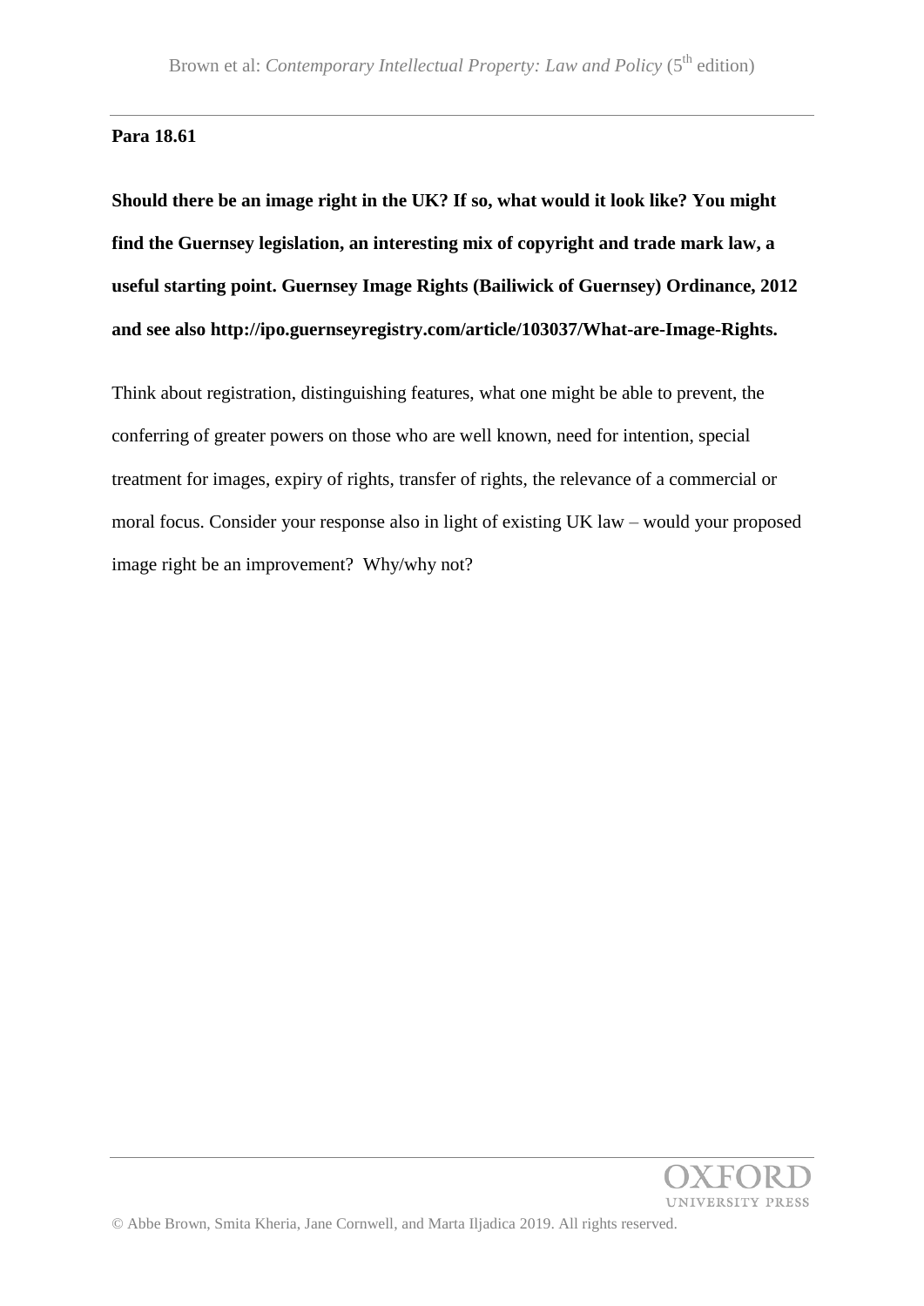**Para 18.61**

**Should there be an image right in the UK? If so, what would it look like? You might find the Guernsey legislation, an interesting mix of copyright and trade mark law, a useful starting point. Guernsey Image Rights (Bailiwick of Guernsey) Ordinance, 2012 and see also http://ipo.guernseyregistry.com/article/103037/What-are-Image-Rights.**

Think about registration, distinguishing features, what one might be able to prevent, the conferring of greater powers on those who are well known, need for intention, special treatment for images, expiry of rights, transfer of rights, the relevance of a commercial or moral focus. Consider your response also in light of existing UK law – would your proposed image right be an improvement? Why/why not?